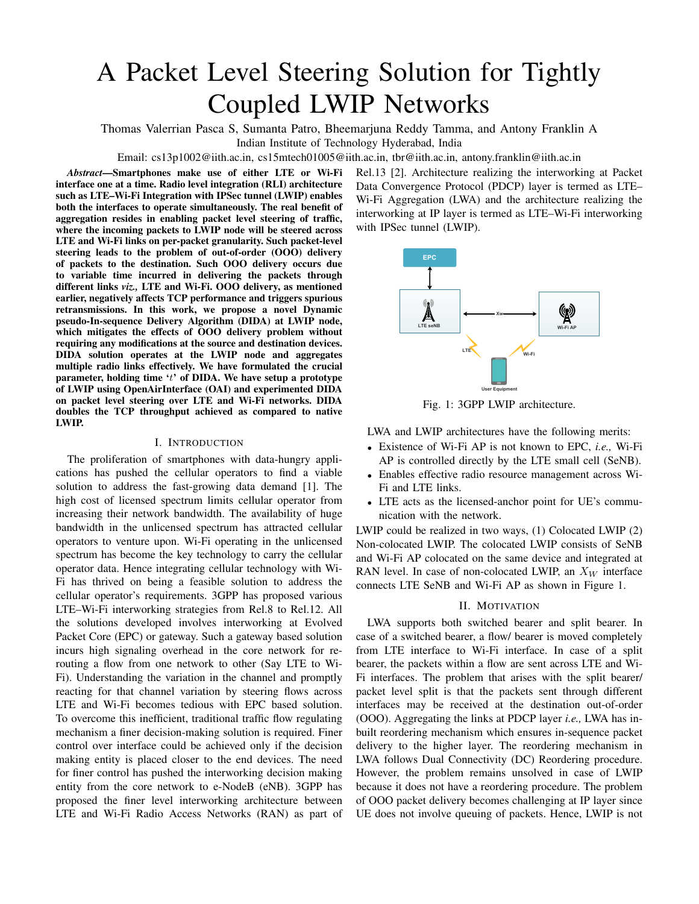# A Packet Level Steering Solution for Tightly Coupled LWIP Networks

Thomas Valerrian Pasca S, Sumanta Patro, Bheemarjuna Reddy Tamma, and Antony Franklin A
Indian Institute of Technology Hyderabad, India
Email: cs13p1002@iith.ac.in, cs15mtech01005@iith.ac.in, tbr@iith.ac.in, antony.franklin@iith.ac.in

***Abstract*—Smartphones make use of either LTE or Wi-Fi interface one at a time. Radio level integration (RLI) architecture such as LTE–Wi-Fi Integration with IPSec tunnel (LWIP) enables both the interfaces to operate simultaneously. The real benefit of aggregation resides in enabling packet level steering of traffic, where the incoming packets to LWIP node will be steered across LTE and Wi-Fi links on per-packet granularity. Such packet-level steering leads to the problem of out-of-order (OOO) delivery of packets to the destination. Such OOO delivery occurs due to variable time incurred in delivering the packets through different links *viz.,* LTE and Wi-Fi. OOO delivery, as mentioned earlier, negatively affects TCP performance and triggers spurious retransmissions. In this work, we propose a novel Dynamic pseudo-In-sequence Delivery Algorithm (DIDA) at LWIP node, which mitigates the effects of OOO delivery problem without requiring any modifications at the source and destination devices. DIDA solution operates at the LWIP node and aggregates multiple radio links effectively. We have formulated the crucial parameter, holding time '$t$' of DIDA. We have setup a prototype of LWIP using OpenAirInterface (OAI) and experimented DIDA on packet level steering over LTE and Wi-Fi networks. DIDA doubles the TCP throughput achieved as compared to native LWIP.**

## I. Introduction

The proliferation of smartphones with data-hungry applications has pushed the cellular operators to find a viable solution to address the fast-growing data demand [1]. The high cost of licensed spectrum limits cellular operator from increasing their network bandwidth. The availability of huge bandwidth in the unlicensed spectrum has attracted cellular operators to venture upon. Wi-Fi operating in the unlicensed spectrum has become the key technology to carry the cellular operator data. Hence integrating cellular technology with Wi-Fi has thrived on being a feasible solution to address the cellular operator's requirements. 3GPP has proposed various LTE–Wi-Fi interworking strategies from Rel.8 to Rel.12. All the solutions developed involves interworking at Evolved Packet Core (EPC) or gateway. Such a gateway based solution incurs high signaling overhead in the core network for re-routing a flow from one network to other (Say LTE to Wi-Fi). Understanding the variation in the channel and promptly reacting for that channel variation by steering flows across LTE and Wi-Fi becomes tedious with EPC based solution. To overcome this inefficient, traditional traffic flow regulating mechanism a finer decision-making solution is required. Finer control over interface could be achieved only if the decision making entity is placed closer to the end devices. The need for finer control has pushed the interworking decision making entity from the core network to e-NodeB (eNB). 3GPP has proposed the finer level interworking architecture between LTE and Wi-Fi Radio Access Networks (RAN) as part of Rel.13 [2]. Architecture realizing the interworking at Packet Data Convergence Protocol (PDCP) layer is termed as LTE–Wi-Fi Aggregation (LWA) and the architecture realizing the interworking at IP layer is termed as LTE–Wi-Fi interworking with IPSec tunnel (LWIP).

EPC
LTE seNB
Xw
Wi-Fi AP
LTE
Wi-Fi
User Equipment

Fig. 1: 3GPP LWIP architecture.

LWA and LWIP architectures have the following merits:

- Existence of Wi-Fi AP is not known to EPC, *i.e.,* Wi-Fi AP is controlled directly by the LTE small cell (SeNB).
- Enables effective radio resource management across Wi-Fi and LTE links.
- LTE acts as the licensed-anchor point for UE's communication with the network.

LWIP could be realized in two ways, (1) Colocated LWIP (2) Non-colocated LWIP. The colocated LWIP consists of SeNB and Wi-Fi AP colocated on the same device and integrated at RAN level. In case of non-colocated LWIP, an $X_W$ interface connects LTE SeNB and Wi-Fi AP as shown in Figure 1.

## II. Motivation

LWA supports both switched bearer and split bearer. In case of a switched bearer, a flow/ bearer is moved completely from LTE interface to Wi-Fi interface. In case of a split bearer, the packets within a flow are sent across LTE and Wi-Fi interfaces. The problem that arises with the split bearer/ packet level split is that the packets sent through different interfaces may be received at the destination out-of-order (OOO). Aggregating the links at PDCP layer *i.e.,* LWA has in-built reordering mechanism which ensures in-sequence packet delivery to the higher layer. The reordering mechanism in LWA follows Dual Connectivity (DC) Reordering procedure. However, the problem remains unsolved in case of LWIP because it does not have a reordering procedure. The problem of OOO packet delivery becomes challenging at IP layer since UE does not involve queuing of packets. Hence, LWIP is not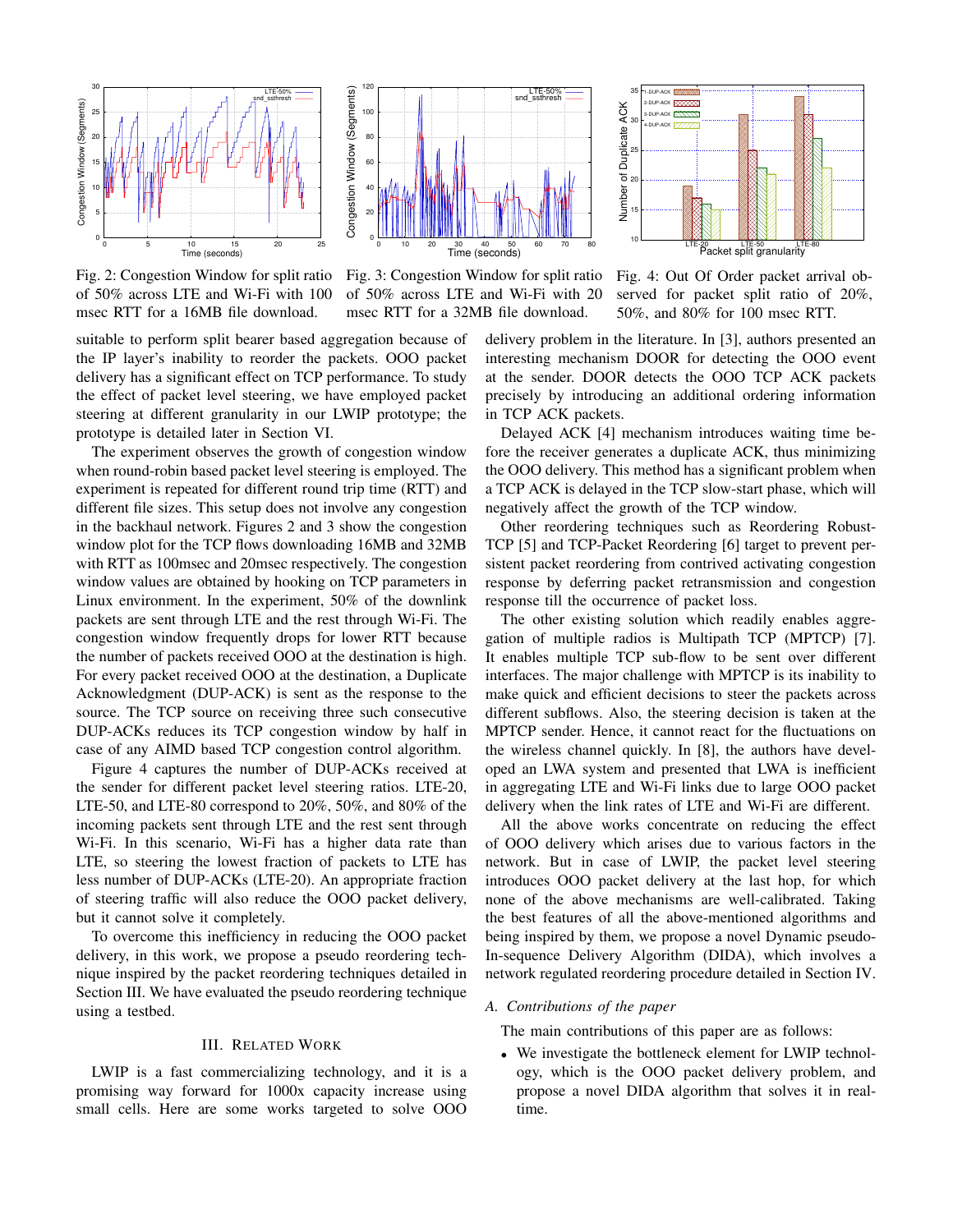Congestion Window (Segments)

0 5 10 15 20 25 30

0 5 10 15 20 25

Time (seconds)

LTE-50%

snd_ssthresh

Fig. 2: Congestion Window for split ratio of 50% across LTE and Wi-Fi with 100 msec RTT for a 16MB file download.

Congestion Window (Segments)

0 20 40 60 80 100 120

0 10 20 30 40 50 60 70 80

Time (seconds)

LTE-50%

snd_ssthresh

Fig. 3: Congestion Window for split ratio of 50% across LTE and Wi-Fi with 20 msec RTT for a 32MB file download.

Number of Duplicate ACK

10 15 20 25 30 35

LTE-20 LTE-50 LTE-80

Packet split granularity

1-DUP-ACK

2-DUP-ACK

3-DUP-ACK

4-DUP-ACK

Fig. 4: Out Of Order packet arrival observed for packet split ratio of 20%, 50%, and 80% for 100 msec RTT.

suitable to perform split bearer based aggregation because of the IP layer's inability to reorder the packets. OOO packet delivery has a significant effect on TCP performance. To study the effect of packet level steering, we have employed packet steering at different granularity in our LWIP prototype; the prototype is detailed later in Section VI.

The experiment observes the growth of congestion window when round-robin based packet level steering is employed. The experiment is repeated for different round trip time (RTT) and different file sizes. This setup does not involve any congestion in the backhaul network. Figures 2 and 3 show the congestion window plot for the TCP flows downloading 16MB and 32MB with RTT as 100msec and 20msec respectively. The congestion window values are obtained by hooking on TCP parameters in Linux environment. In the experiment, 50% of the downlink packets are sent through LTE and the rest through Wi-Fi. The congestion window frequently drops for lower RTT because the number of packets received OOO at the destination is high. For every packet received OOO at the destination, a Duplicate Acknowledgment (DUP-ACK) is sent as the response to the source. The TCP source on receiving three such consecutive DUP-ACKs reduces its TCP congestion window by half in case of any AIMD based TCP congestion control algorithm.

Figure 4 captures the number of DUP-ACKs received at the sender for different packet level steering ratios. LTE-20, LTE-50, and LTE-80 correspond to 20%, 50%, and 80% of the incoming packets sent through LTE and the rest sent through Wi-Fi. In this scenario, Wi-Fi has a higher data rate than LTE, so steering the lowest fraction of packets to LTE has less number of DUP-ACKs (LTE-20). An appropriate fraction of steering traffic will also reduce the OOO packet delivery, but it cannot solve it completely.

To overcome this inefficiency in reducing the OOO packet delivery, in this work, we propose a pseudo reordering technique inspired by the packet reordering techniques detailed in Section III. We have evaluated the pseudo reordering technique using a testbed.

## III. Related Work

LWIP is a fast commercializing technology, and it is a promising way forward for 1000x capacity increase using small cells. Here are some works targeted to solve OOO delivery problem in the literature. In [3], authors presented an interesting mechanism DOOR for detecting the OOO event at the sender. DOOR detects the OOO TCP ACK packets precisely by introducing an additional ordering information in TCP ACK packets.

Delayed ACK [4] mechanism introduces waiting time before the receiver generates a duplicate ACK, thus minimizing the OOO delivery. This method has a significant problem when a TCP ACK is delayed in the TCP slow-start phase, which will negatively affect the growth of the TCP window.

Other reordering techniques such as Reordering Robust-TCP [5] and TCP-Packet Reordering [6] target to prevent persistent packet reordering from contrived activating congestion response by deferring packet retransmission and congestion response till the occurrence of packet loss.

The other existing solution which readily enables aggregation of multiple radios is Multipath TCP (MPTCP) [7]. It enables multiple TCP sub-flow to be sent over different interfaces. The major challenge with MPTCP is its inability to make quick and efficient decisions to steer the packets across different subflows. Also, the steering decision is taken at the MPTCP sender. Hence, it cannot react for the fluctuations on the wireless channel quickly. In [8], the authors have developed an LWA system and presented that LWA is inefficient in aggregating LTE and Wi-Fi links due to large OOO packet delivery when the link rates of LTE and Wi-Fi are different.

All the above works concentrate on reducing the effect of OOO delivery which arises due to various factors in the network. But in case of LWIP, the packet level steering introduces OOO packet delivery at the last hop, for which none of the above mechanisms are well-calibrated. Taking the best features of all the above-mentioned algorithms and being inspired by them, we propose a novel Dynamic pseudo-In-sequence Delivery Algorithm (DIDA), which involves a network regulated reordering procedure detailed in Section IV.

### A. *Contributions of the paper*

The main contributions of this paper are as follows:

- We investigate the bottleneck element for LWIP technology, which is the OOO packet delivery problem, and propose a novel DIDA algorithm that solves it in real-time.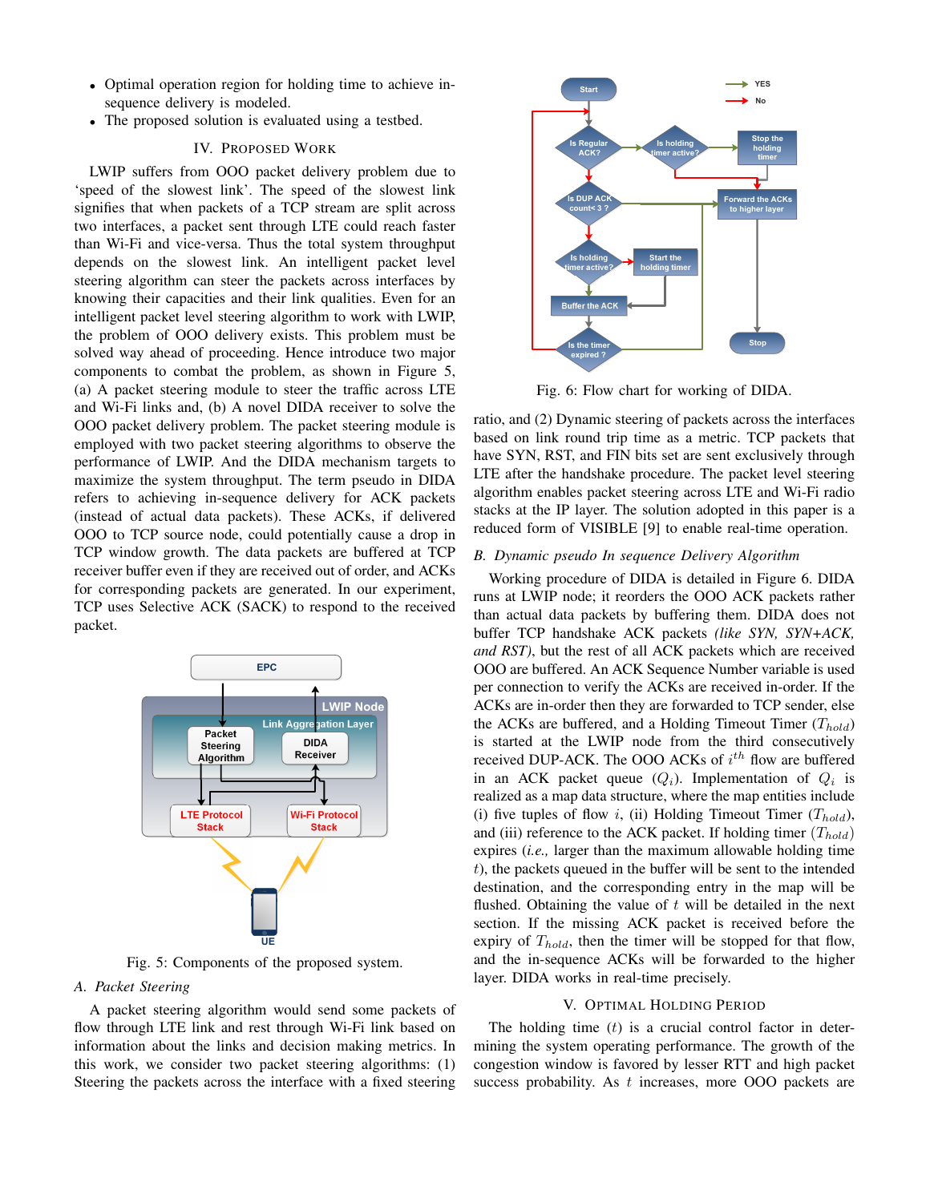- Optimal operation region for holding time to achieve in-sequence delivery is modeled.
- The proposed solution is evaluated using a testbed.

## IV. Proposed Work

LWIP suffers from OOO packet delivery problem due to 'speed of the slowest link'. The speed of the slowest link signifies that when packets of a TCP stream are split across two interfaces, a packet sent through LTE could reach faster than Wi-Fi and vice-versa. Thus the total system throughput depends on the slowest link. An intelligent packet level steering algorithm can steer the packets across interfaces by knowing their capacities and their link qualities. Even for an intelligent packet level steering algorithm to work with LWIP, the problem of OOO delivery exists. This problem must be solved way ahead of proceeding. Hence introduce two major components to combat the problem, as shown in Figure 5, (a) A packet steering module to steer the traffic across LTE and Wi-Fi links and, (b) A novel DIDA receiver to solve the OOO packet delivery problem. The packet steering module is employed with two packet steering algorithms to observe the performance of LWIP. And the DIDA mechanism targets to maximize the system throughput. The term pseudo in DIDA refers to achieving in-sequence delivery for ACK packets (instead of actual data packets). These ACKs, if delivered OOO to TCP source node, could potentially cause a drop in TCP window growth. The data packets are buffered at TCP receiver buffer even if they are received out of order, and ACKs for corresponding packets are generated. In our experiment, TCP uses Selective ACK (SACK) to respond to the received packet.

Fig. 5: Components of the proposed system.

### A. Packet Steering

A packet steering algorithm would send some packets of flow through LTE link and rest through Wi-Fi link based on information about the links and decision making metrics. In this work, we consider two packet steering algorithms: (1) Steering the packets across the interface with a fixed steering ratio, and (2) Dynamic steering of packets across the interfaces based on link round trip time as a metric. TCP packets that have SYN, RST, and FIN bits set are sent exclusively through LTE after the handshake procedure. The packet level steering algorithm enables packet steering across LTE and Wi-Fi radio stacks at the IP layer. The solution adopted in this paper is a reduced form of VISIBLE [9] to enable real-time operation.

Fig. 6: Flow chart for working of DIDA.

### B. Dynamic pseudo In sequence Delivery Algorithm

Working procedure of DIDA is detailed in Figure 6. DIDA runs at LWIP node; it reorders the OOO ACK packets rather than actual data packets by buffering them. DIDA does not buffer TCP handshake ACK packets *(like SYN, SYN+ACK, and RST)*, but the rest of all ACK packets which are received OOO are buffered. An ACK Sequence Number variable is used per connection to verify the ACKs are received in-order. If the ACKs are in-order then they are forwarded to TCP sender, else the ACKs are buffered, and a Holding Timeout Timer ($T_{hold}$) is started at the LWIP node from the third consecutively received DUP-ACK. The OOO ACKs of $i^{th}$ flow are buffered in an ACK packet queue ($Q_i$). Implementation of $Q_i$ is realized as a map data structure, where the map entities include (i) five tuples of flow $i$, (ii) Holding Timeout Timer ($T_{hold}$), and (iii) reference to the ACK packet. If holding timer ($T_{hold}$) expires (*i.e.,* larger than the maximum allowable holding time $t$), the packets queued in the buffer will be sent to the intended destination, and the corresponding entry in the map will be flushed. Obtaining the value of $t$ will be detailed in the next section. If the missing ACK packet is received before the expiry of $T_{hold}$, then the timer will be stopped for that flow, and the in-sequence ACKs will be forwarded to the higher layer. DIDA works in real-time precisely.

## V. Optimal Holding Period

The holding time ($t$) is a crucial control factor in determining the system operating performance. The growth of the congestion window is favored by lesser RTT and high packet success probability. As $t$ increases, more OOO packets are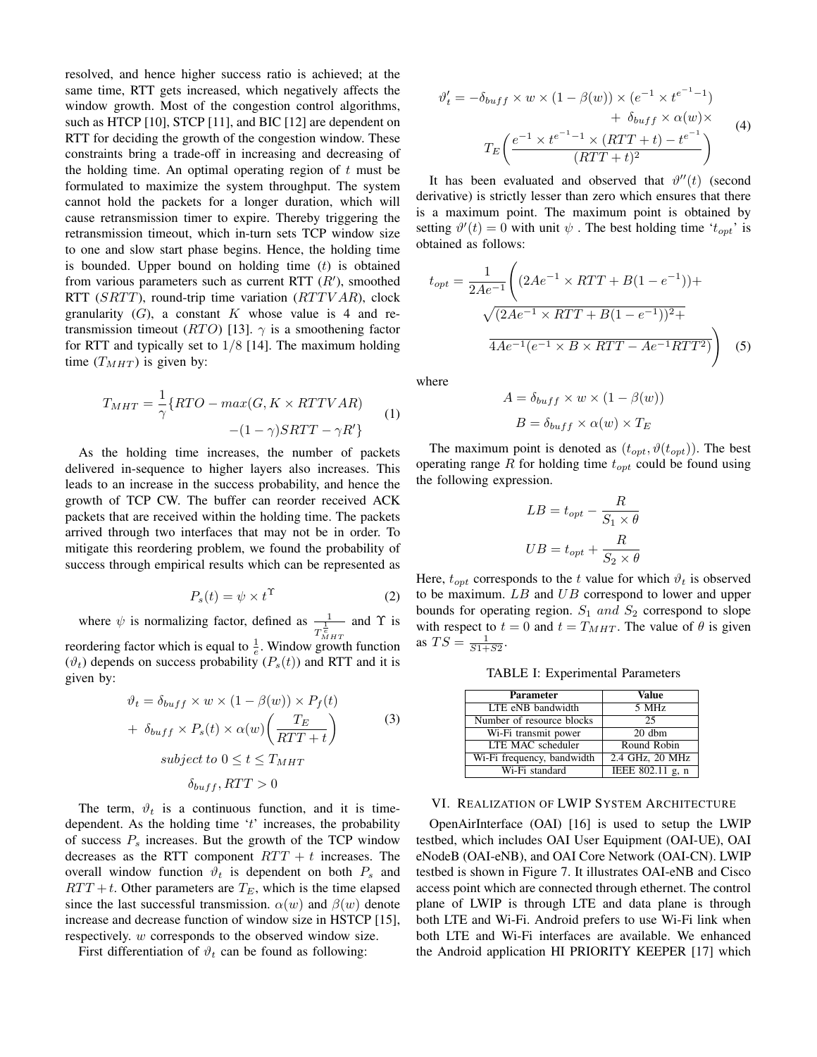resolved, and hence higher success ratio is achieved; at the same time, RTT gets increased, which negatively affects the window growth. Most of the congestion control algorithms, such as HTCP [10], STCP [11], and BIC [12] are dependent on RTT for deciding the growth of the congestion window. These constraints bring a trade-off in increasing and decreasing of the holding time. An optimal operating region of $t$ must be formulated to maximize the system throughput. The system cannot hold the packets for a longer duration, which will cause retransmission timer to expire. Thereby triggering the retransmission timeout, which in-turn sets TCP window size to one and slow start phase begins. Hence, the holding time is bounded. Upper bound on holding time ($t$) is obtained from various parameters such as current RTT ($R'$), smoothed RTT ($SRTT$), round-trip time variation ($RTTVAR$), clock granularity ($G$), a constant $K$ whose value is 4 and retransmission timeout ($RTO$) [13]. $\gamma$ is a smoothening factor for RTT and typically set to $1/8$ [14]. The maximum holding time ($T_{MHT}$) is given by:

$$T_{MHT} = \frac{1}{\gamma}\{RTO - max(G, K \times RTTVAR) \\ -(1-\gamma)SRTT - \gamma R'\} \tag{1}$$

As the holding time increases, the number of packets delivered in-sequence to higher layers also increases. This leads to an increase in the success probability, and hence the growth of TCP CW. The buffer can reorder received ACK packets that are received within the holding time. The packets arrived through two interfaces that may not be in order. To mitigate this reordering problem, we found the probability of success through empirical results which can be represented as

$$P_s(t) = \psi \times t^{\Upsilon} \tag{2}$$

where $\psi$ is normalizing factor, defined as $\frac{1}{T_{MHT}^{\frac{1}{e}}}$ and $\Upsilon$ is reordering factor which is equal to $\frac{1}{e}$. Window growth function ($\vartheta_t$) depends on success probability ($P_s(t)$) and RTT and it is given by:

$$\vartheta_t = \delta_{buff} \times w \times (1 - \beta(w)) \times P_f(t) \\ + \delta_{buff} \times P_s(t) \times \alpha(w)\left(\frac{T_E}{RTT + t}\right) \\ subject\ to\ 0 \leq t \leq T_{MHT} \\ \delta_{buff}, RTT > 0 \tag{3}$$

The term, $\vartheta_t$ is a continuous function, and it is time-dependent. As the holding time '$t$' increases, the probability of success $P_s$ increases. But the growth of the TCP window decreases as the RTT component $RTT + t$ increases. The overall window function $\vartheta_t$ is dependent on both $P_s$ and $RTT + t$. Other parameters are $T_E$, which is the time elapsed since the last successful transmission. $\alpha(w)$ and $\beta(w)$ denote increase and decrease function of window size in HSTCP [15], respectively. $w$ corresponds to the observed window size.

First differentiation of $\vartheta_t$ can be found as following:

$$\vartheta'_t = -\delta_{buff} \times w \times (1 - \beta(w)) \times (e^{-1} \times t^{e^{-1}-1}) \\ + \delta_{buff} \times \alpha(w) \times \\ T_E\left(\frac{e^{-1} \times t^{e^{-1}-1} \times (RTT + t) - t^{e^{-1}}}{(RTT + t)^2}\right) \tag{4}$$

It has been evaluated and observed that $\vartheta''(t)$ (second derivative) is strictly lesser than zero which ensures that there is a maximum point. The maximum point is obtained by setting $\vartheta'(t) = 0$ with unit $\psi$ . The best holding time '$t_{opt}$' is obtained as follows:

$$t_{opt} = \frac{1}{2Ae^{-1}}\Bigg((2Ae^{-1} \times RTT + B(1 - e^{-1})) + \\ \sqrt{(2Ae^{-1} \times RTT + B(1 - e^{-1}))^2 + 4Ae^{-1}(e^{-1} \times B \times RTT - Ae^{-1}RTT^2)}\Bigg) \tag{5}$$

where

$$A = \delta_{buff} \times w \times (1 - \beta(w))$$

$$B = \delta_{buff} \times \alpha(w) \times T_E$$

The maximum point is denoted as $(t_{opt}, \vartheta(t_{opt}))$. The best operating range $R$ for holding time $t_{opt}$ could be found using the following expression.

$$LB = t_{opt} - \frac{R}{S_1 \times \theta}$$

$$UB = t_{opt} + \frac{R}{S_2 \times \theta}$$

Here, $t_{opt}$ corresponds to the $t$ value for which $\vartheta_t$ is observed to be maximum. $LB$ and $UB$ correspond to lower and upper bounds for operating region. $S_1$ *and* $S_2$ correspond to slope with respect to $t = 0$ and $t = T_{MHT}$. The value of $\theta$ is given as $TS = \frac{1}{S1+S2}$.

TABLE I: Experimental Parameters

| Parameter | Value |
|---|---|
| LTE eNB bandwidth | 5 MHz |
| Number of resource blocks | 25 |
| Wi-Fi transmit power | 20 dbm |
| LTE MAC scheduler | Round Robin |
| Wi-Fi frequency, bandwidth | 2.4 GHz, 20 MHz |
| Wi-Fi standard | IEEE 802.11 g, n |

## VI. Realization of LWIP System Architecture

OpenAirInterface (OAI) [16] is used to setup the LWIP testbed, which includes OAI User Equipment (OAI-UE), OAI eNodeB (OAI-eNB), and OAI Core Network (OAI-CN). LWIP testbed is shown in Figure 7. It illustrates OAI-eNB and Cisco access point which are connected through ethernet. The control plane of LWIP is through LTE and data plane is through both LTE and Wi-Fi. Android prefers to use Wi-Fi link when both LTE and Wi-Fi interfaces are available. We enhanced the Android application HI PRIORITY KEEPER [17] which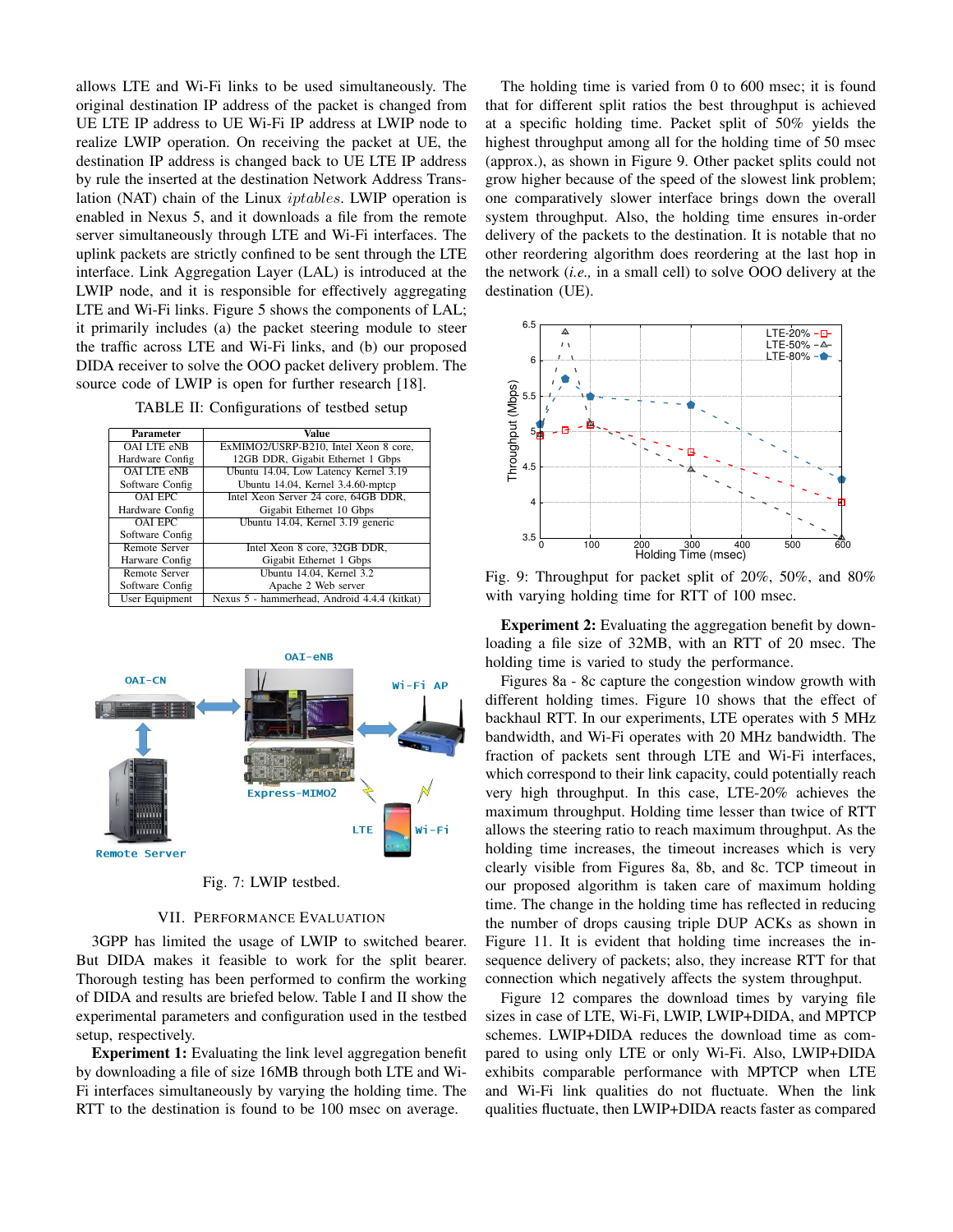allows LTE and Wi-Fi links to be used simultaneously. The original destination IP address of the packet is changed from UE LTE IP address to UE Wi-Fi IP address at LWIP node to realize LWIP operation. On receiving the packet at UE, the destination IP address is changed back to UE LTE IP address by rule the inserted at the destination Network Address Translation (NAT) chain of the Linux *iptables*. LWIP operation is enabled in Nexus 5, and it downloads a file from the remote server simultaneously through LTE and Wi-Fi interfaces. The uplink packets are strictly confined to be sent through the LTE interface. Link Aggregation Layer (LAL) is introduced at the LWIP node, and it is responsible for effectively aggregating LTE and Wi-Fi links. Figure 5 shows the components of LAL; it primarily includes (a) the packet steering module to steer the traffic across LTE and Wi-Fi links, and (b) our proposed DIDA receiver to solve the OOO packet delivery problem. The source code of LWIP is open for further research [18].

TABLE II: Configurations of testbed setup

| Parameter | Value |
|---|---|
| OAI LTE eNB Hardware Config | ExMIMO2/USRP-B210, Intel Xeon 8 core, 12GB DDR, Gigabit Ethernet 1 Gbps |
| OAI LTE eNB Software Config | Ubuntu 14.04, Low Latency Kernel 3.19 Ubuntu 14.04, Kernel 3.4.60-mptcp |
| OAI EPC Hardware Config | Intel Xeon Server 24 core, 64GB DDR, Gigabit Ethernet 10 Gbps |
| OAI EPC Software Config | Ubuntu 14.04, Kernel 3.19 generic |
| Remote Server Harware Config | Intel Xeon 8 core, 32GB DDR, Gigabit Ethernet 1 Gbps |
| Remote Server Software Config | Ubuntu 14.04, Kernel 3.2 Apache 2 Web server |
| User Equipment | Nexus 5 - hammerhead, Android 4.4.4 (kitkat) |

OAI-CN
OAI-eNB
Wi-Fi AP
Express-MIMO2
LTE
Wi-Fi
Remote Server

Fig. 7: LWIP testbed.

## VII. Performance Evaluation

3GPP has limited the usage of LWIP to switched bearer. But DIDA makes it feasible to work for the split bearer. Thorough testing has been performed to confirm the working of DIDA and results are briefed below. Table I and II show the experimental parameters and configuration used in the testbed setup, respectively.

**Experiment 1:** Evaluating the link level aggregation benefit by downloading a file of size 16MB through both LTE and Wi-Fi interfaces simultaneously by varying the holding time. The RTT to the destination is found to be 100 msec on average.

The holding time is varied from 0 to 600 msec; it is found that for different split ratios the best throughput is achieved at a specific holding time. Packet split of 50% yields the highest throughput among all for the holding time of 50 msec (approx.), as shown in Figure 9. Other packet splits could not grow higher because of the speed of the slowest link problem; one comparatively slower interface brings down the overall system throughput. Also, the holding time ensures in-order delivery of the packets to the destination. It is notable that no other reordering algorithm does reordering at the last hop in the network (*i.e.,* in a small cell) to solve OOO delivery at the destination (UE).

Throughput (Mbps)
3.5
4
4.5
5
5.5
6
6.5
Holding Time (msec)
0
100
200
300
400
500
600
LTE-20%
LTE-50%
LTE-80%

Fig. 9: Throughput for packet split of 20%, 50%, and 80% with varying holding time for RTT of 100 msec.

**Experiment 2:** Evaluating the aggregation benefit by downloading a file size of 32MB, with an RTT of 20 msec. The holding time is varied to study the performance.

Figures 8a - 8c capture the congestion window growth with different holding times. Figure 10 shows that the effect of backhaul RTT. In our experiments, LTE operates with 5 MHz bandwidth, and Wi-Fi operates with 20 MHz bandwidth. The fraction of packets sent through LTE and Wi-Fi interfaces, which correspond to their link capacity, could potentially reach very high throughput. In this case, LTE-20% achieves the maximum throughput. Holding time lesser than twice of RTT allows the steering ratio to reach maximum throughput. As the holding time increases, the timeout increases which is very clearly visible from Figures 8a, 8b, and 8c. TCP timeout in our proposed algorithm is taken care of maximum holding time. The change in the holding time has reflected in reducing the number of drops causing triple DUP ACKs as shown in Figure 11. It is evident that holding time increases the in-sequence delivery of packets; also, they increase RTT for that connection which negatively affects the system throughput.

Figure 12 compares the download times by varying file sizes in case of LTE, Wi-Fi, LWIP, LWIP+DIDA, and MPTCP schemes. LWIP+DIDA reduces the download time as compared to using only LTE or only Wi-Fi. Also, LWIP+DIDA exhibits comparable performance with MPTCP when LTE and Wi-Fi link qualities do not fluctuate. When the link qualities fluctuate, then LWIP+DIDA reacts faster as compared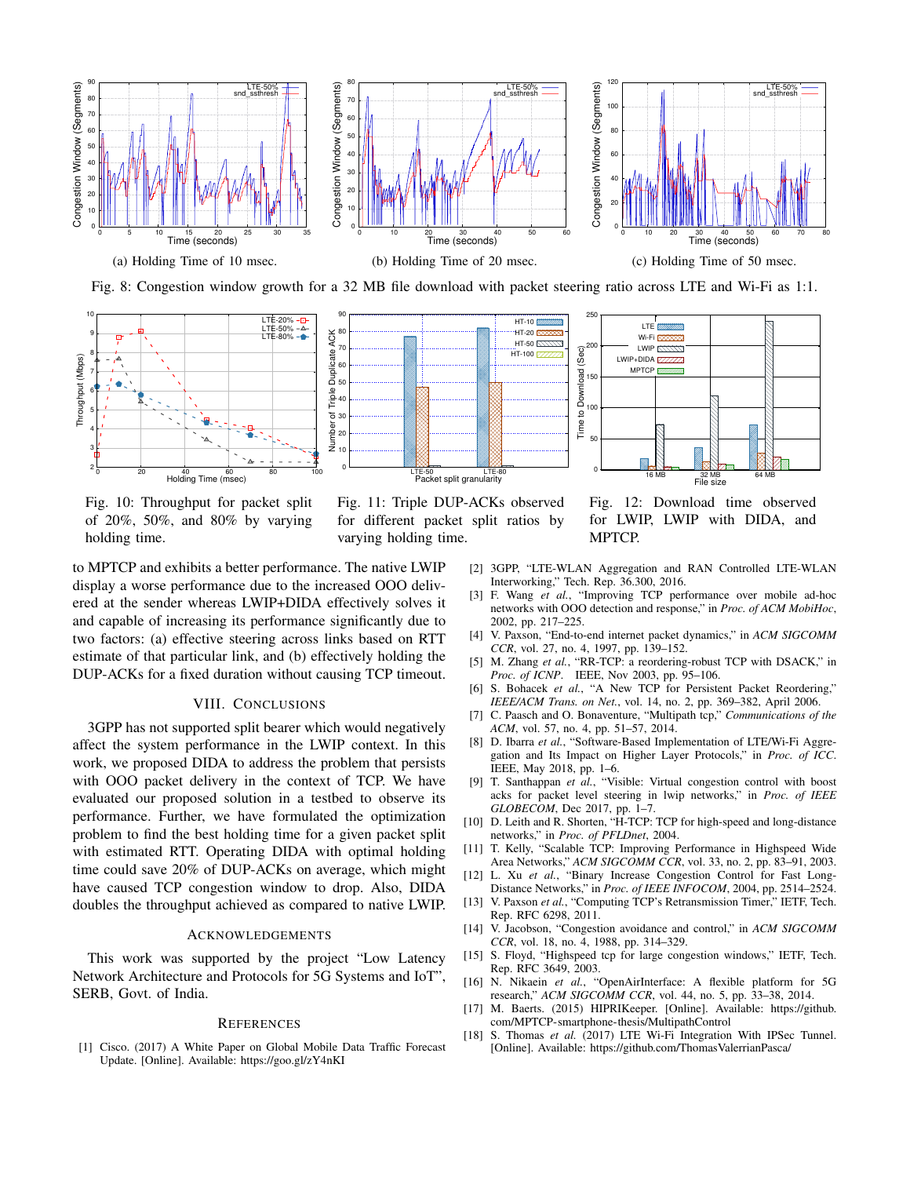(a) Holding Time of 10 msec.

(b) Holding Time of 20 msec.

(c) Holding Time of 50 msec.

Fig. 8: Congestion window growth for a 32 MB file download with packet steering ratio across LTE and Wi-Fi as 1:1.

Fig. 10: Throughput for packet split of 20%, 50%, and 80% by varying holding time.

Fig. 11: Triple DUP-ACKs observed for different packet split ratios by varying holding time.

Fig. 12: Download time observed for LWIP, LWIP with DIDA, and MPTCP.

to MPTCP and exhibits a better performance. The native LWIP display a worse performance due to the increased OOO delivered at the sender whereas LWIP+DIDA effectively solves it and capable of increasing its performance significantly due to two factors: (a) effective steering across links based on RTT estimate of that particular link, and (b) effectively holding the DUP-ACKs for a fixed duration without causing TCP timeout.

## VIII. Conclusions

3GPP has not supported split bearer which would negatively affect the system performance in the LWIP context. In this work, we proposed DIDA to address the problem that persists with OOO packet delivery in the context of TCP. We have evaluated our proposed solution in a testbed to observe its performance. Further, we have formulated the optimization problem to find the best holding time for a given packet split with estimated RTT. Operating DIDA with optimal holding time could save 20% of DUP-ACKs on average, which might have caused TCP congestion window to drop. Also, DIDA doubles the throughput achieved as compared to native LWIP.

## Acknowledgements

This work was supported by the project "Low Latency Network Architecture and Protocols for 5G Systems and IoT", SERB, Govt. of India.

## References

[1] Cisco. (2017) A White Paper on Global Mobile Data Traffic Forecast Update. [Online]. Available: https://goo.gl/zY4nKI

[2] 3GPP, "LTE-WLAN Aggregation and RAN Controlled LTE-WLAN Interworking," Tech. Rep. 36.300, 2016.

[3] F. Wang *et al.*, "Improving TCP performance over mobile ad-hoc networks with OOO detection and response," in *Proc. of ACM MobiHoc*, 2002, pp. 217–225.

[4] V. Paxson, "End-to-end internet packet dynamics," in *ACM SIGCOMM CCR*, vol. 27, no. 4, 1997, pp. 139–152.

[5] M. Zhang *et al.*, "RR-TCP: a reordering-robust TCP with DSACK," in *Proc. of ICNP*. IEEE, Nov 2003, pp. 95–106.

[6] S. Bohacek *et al.*, "A New TCP for Persistent Packet Reordering," *IEEE/ACM Trans. on Net.*, vol. 14, no. 2, pp. 369–382, April 2006.

[7] C. Paasch and O. Bonaventure, "Multipath tcp," *Communications of the ACM*, vol. 57, no. 4, pp. 51–57, 2014.

[8] D. Ibarra *et al.*, "Software-Based Implementation of LTE/Wi-Fi Aggregation and Its Impact on Higher Layer Protocols," in *Proc. of ICC*. IEEE, May 2018, pp. 1–6.

[9] T. Santhappan *et al.*, "Visible: Virtual congestion control with boost acks for packet level steering in lwip networks," in *Proc. of IEEE GLOBECOM*, Dec 2017, pp. 1–7.

[10] D. Leith and R. Shorten, "H-TCP: TCP for high-speed and long-distance networks," in *Proc. of PFLDnet*, 2004.

[11] T. Kelly, "Scalable TCP: Improving Performance in Highspeed Wide Area Networks," *ACM SIGCOMM CCR*, vol. 33, no. 2, pp. 83–91, 2003.

[12] L. Xu *et al.*, "Binary Increase Congestion Control for Fast Long-Distance Networks," in *Proc. of IEEE INFOCOM*, 2004, pp. 2514–2524.

[13] V. Paxson *et al.*, "Computing TCP's Retransmission Timer," IETF, Tech. Rep. RFC 6298, 2011.

[14] V. Jacobson, "Congestion avoidance and control," in *ACM SIGCOMM CCR*, vol. 18, no. 4, 1988, pp. 314–329.

[15] S. Floyd, "Highspeed tcp for large congestion windows," IETF, Tech. Rep. RFC 3649, 2003.

[16] N. Nikaein *et al.*, "OpenAirInterface: A flexible platform for 5G research," *ACM SIGCOMM CCR*, vol. 44, no. 5, pp. 33–38, 2014.

[17] M. Baerts. (2015) HIPRIKeeper. [Online]. Available: https://github.com/MPTCP-smartphone-thesis/MultipathControl

[18] S. Thomas *et al.* (2017) LTE Wi-Fi Integration With IPSec Tunnel. [Online]. Available: https://github.com/ThomasValerrianPasca/